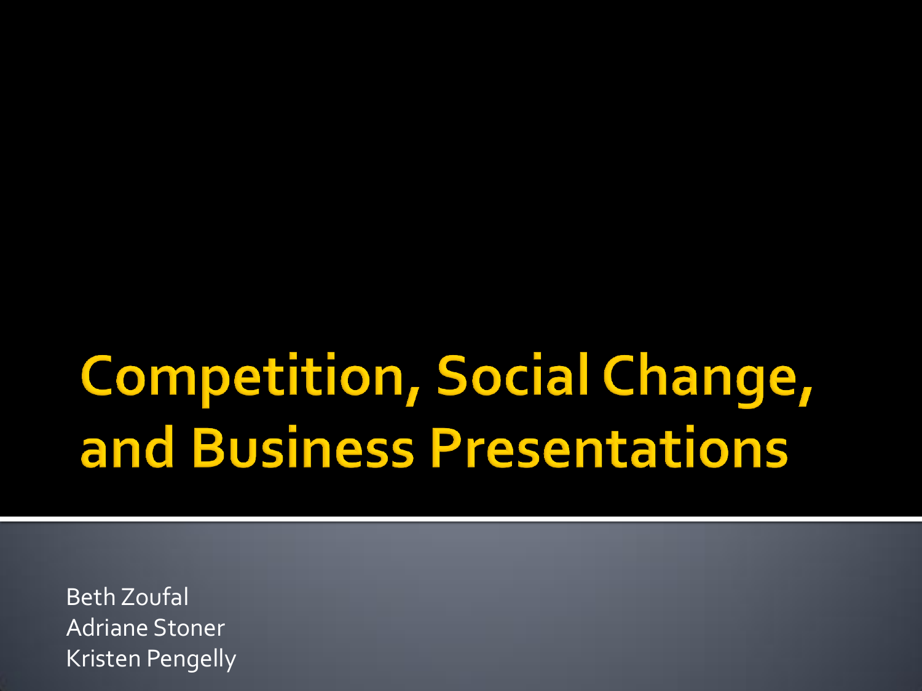# Competition, Social Change, and Business Presentations

Beth Zoufal
Adriane Stoner
Kristen Pengelly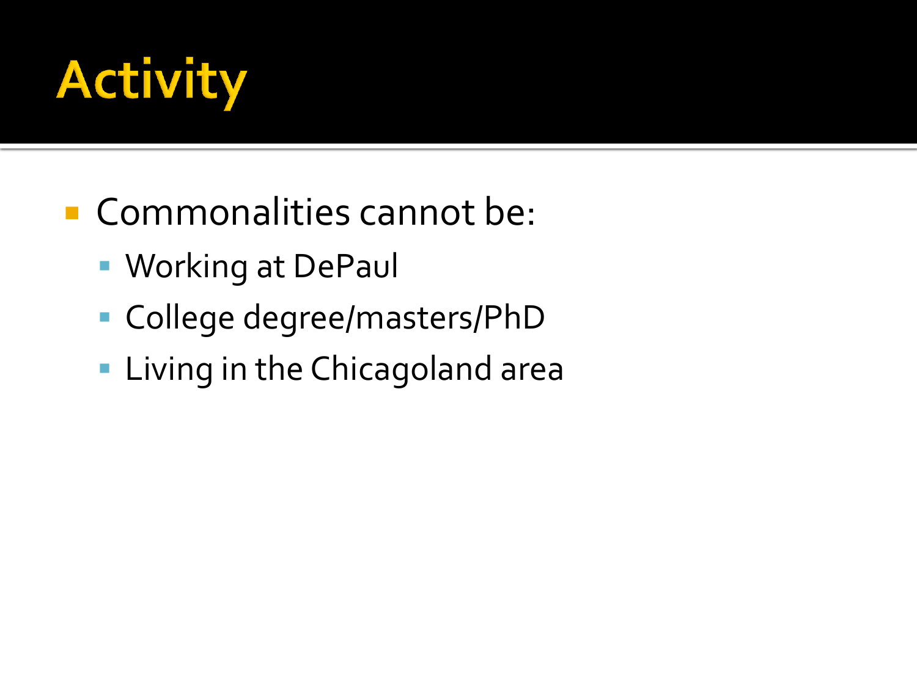# Activity

- Commonalities cannot be:
  - Working at DePaul
  - College degree/masters/PhD
  - Living in the Chicagoland area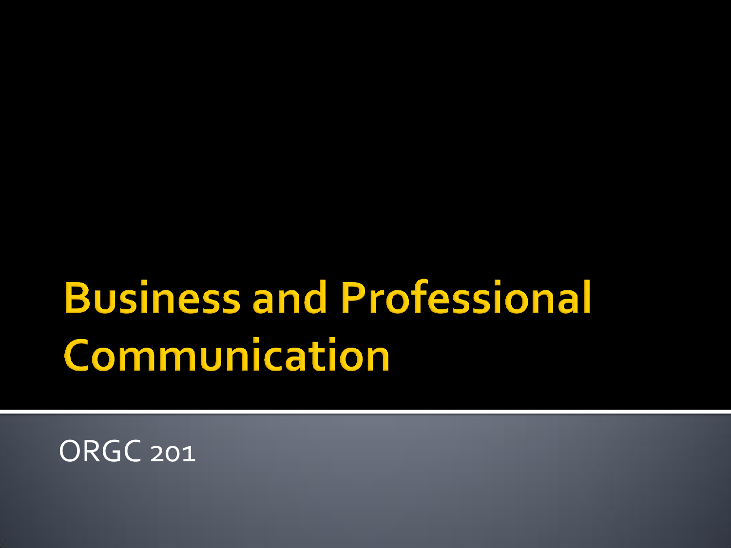# Business and Professional Communication

ORGC 201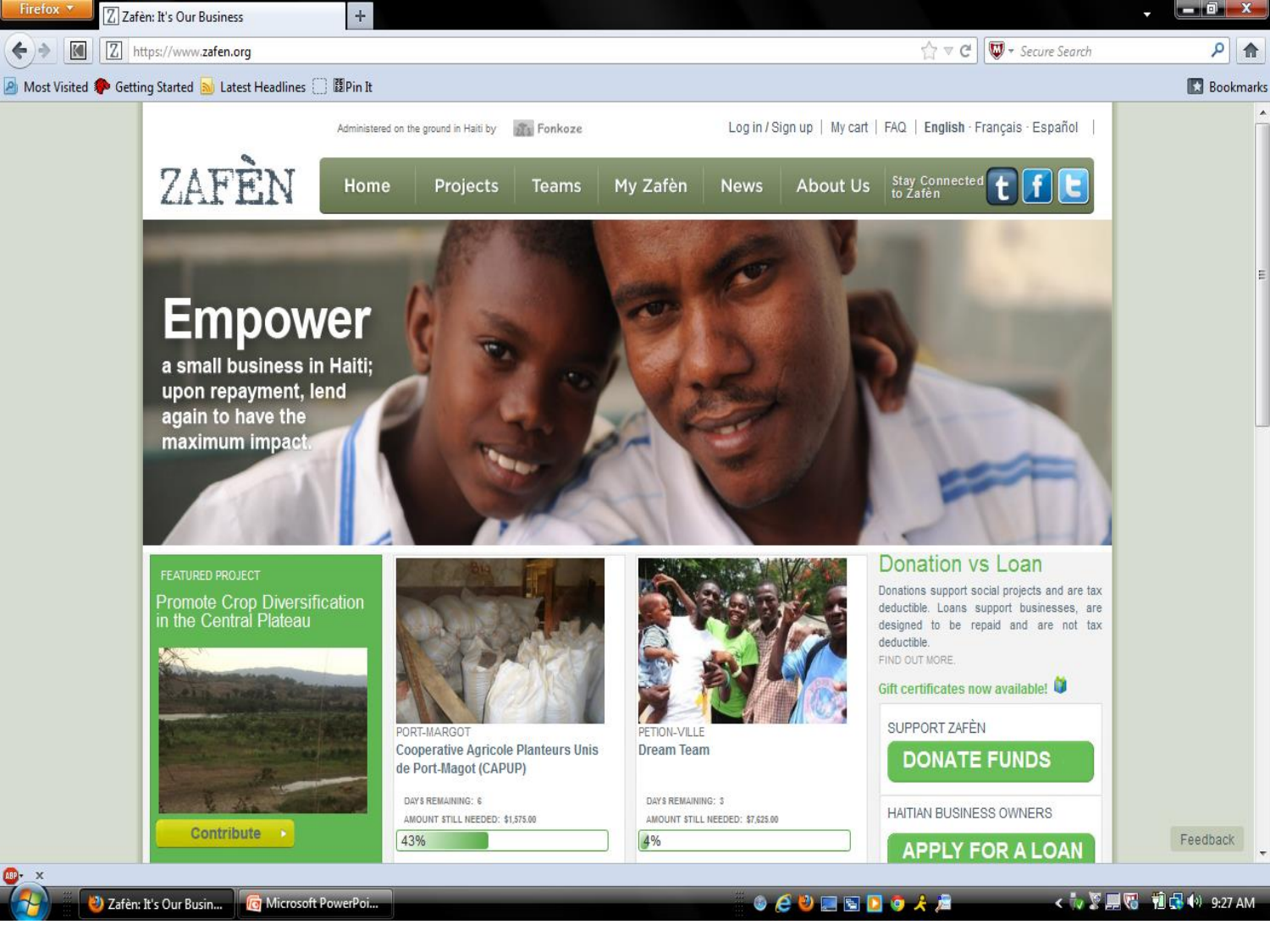Administered on the ground in Haiti by Fonkoze

Log in / Sign up | My cart | FAQ | English · Français · Español

# ZAFÈN

Home | Projects | Teams | My Zafèn | News | About Us | Stay Connected to Zafèn

## Empower

a small business in Haiti; upon repayment, lend again to have the maximum impact.

FEATURED PROJECT

### Promote Crop Diversification in the Central Plateau

Contribute

PORT-MARGOT

**Cooperative Agricole Planteurs Unis de Port-Magot (CAPUP)**

DAYS REMAINING: 6

AMOUNT STILL NEEDED: $1,575.00

43%

PETION-VILLE

**Dream Team**

DAYS REMAINING: 3

AMOUNT STILL NEEDED: $7,625.00

4%

## Donation vs Loan

Donations support social projects and are tax deductible. Loans support businesses, are designed to be repaid and are not tax deductible.

FIND OUT MORE.

Gift certificates now available!

SUPPORT ZAFÈN

DONATE FUNDS

HAITIAN BUSINESS OWNERS

APPLY FOR A LOAN

Feedback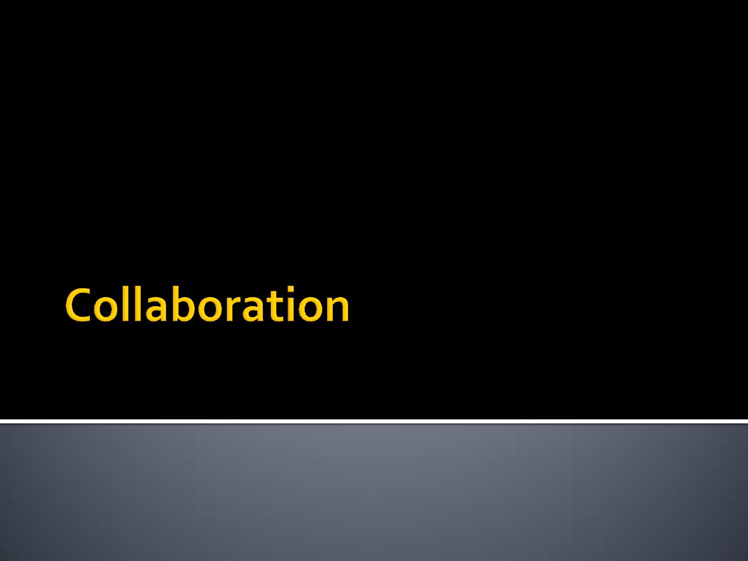# Collaboration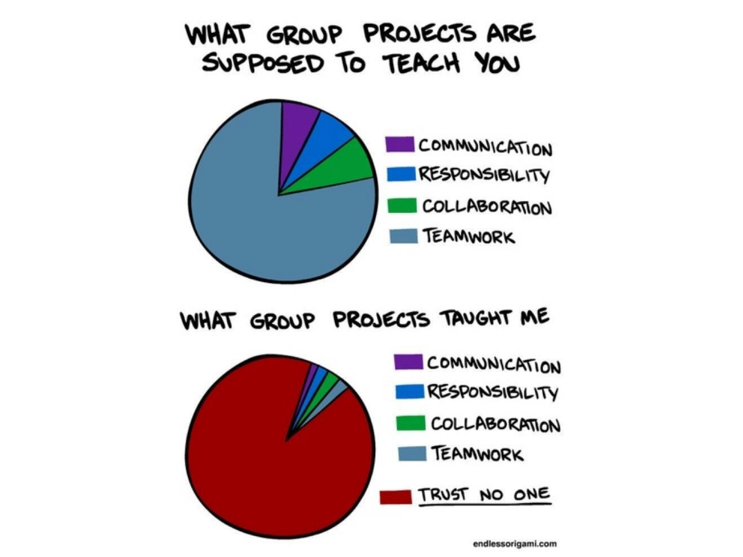# WHAT GROUP PROJECTS ARE SUPPOSED TO TEACH YOU

- COMMUNICATION
- RESPONSIBILITY
- COLLABORATION
- TEAMWORK

# WHAT GROUP PROJECTS TAUGHT ME

- COMMUNICATION
- RESPONSIBILITY
- COLLABORATION
- TEAMWORK
- TRUST NO ONE

endlessorigami.com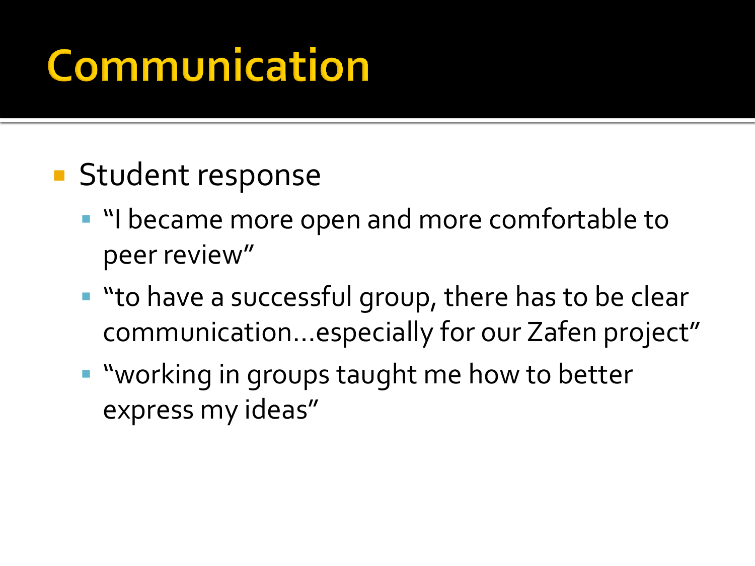# Communication

- Student response
  - “I became more open and more comfortable to peer review”
  - “to have a successful group, there has to be clear communication…especially for our Zafen project”
  - “working in groups taught me how to better express my ideas”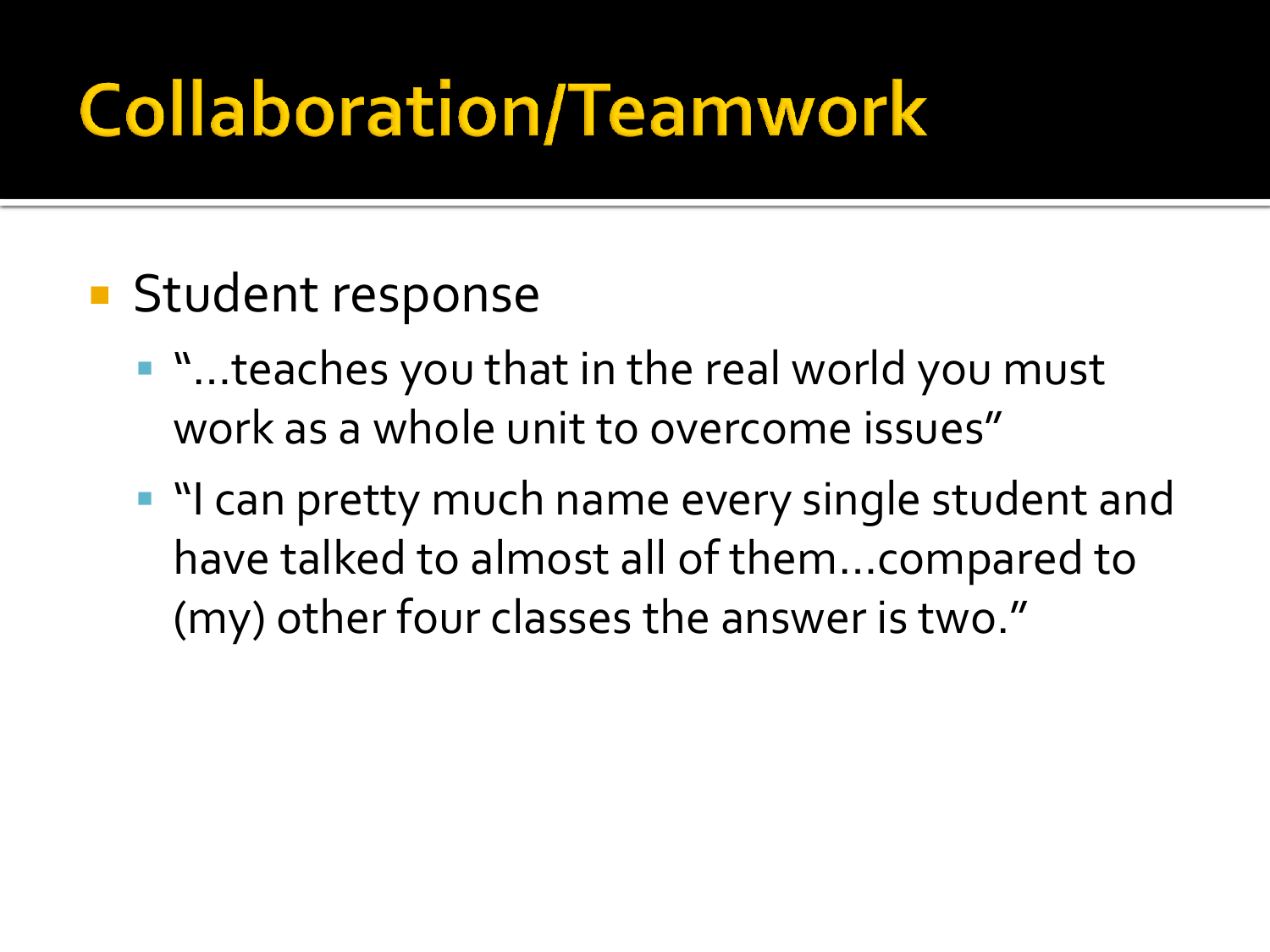# Collaboration/Teamwork

- Student response
  - "…teaches you that in the real world you must work as a whole unit to overcome issues"
  - "I can pretty much name every single student and have talked to almost all of them…compared to (my) other four classes the answer is two."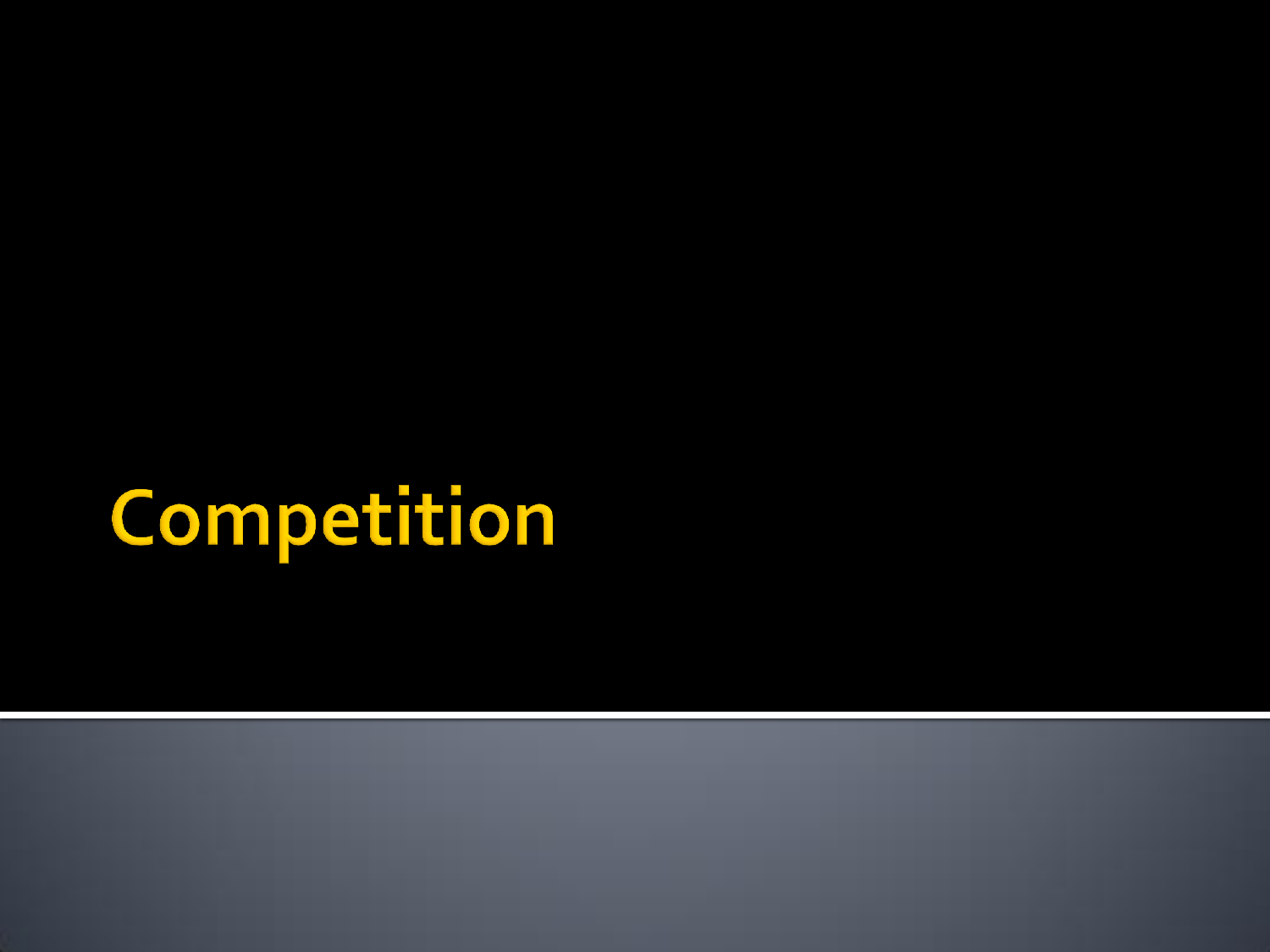# Competition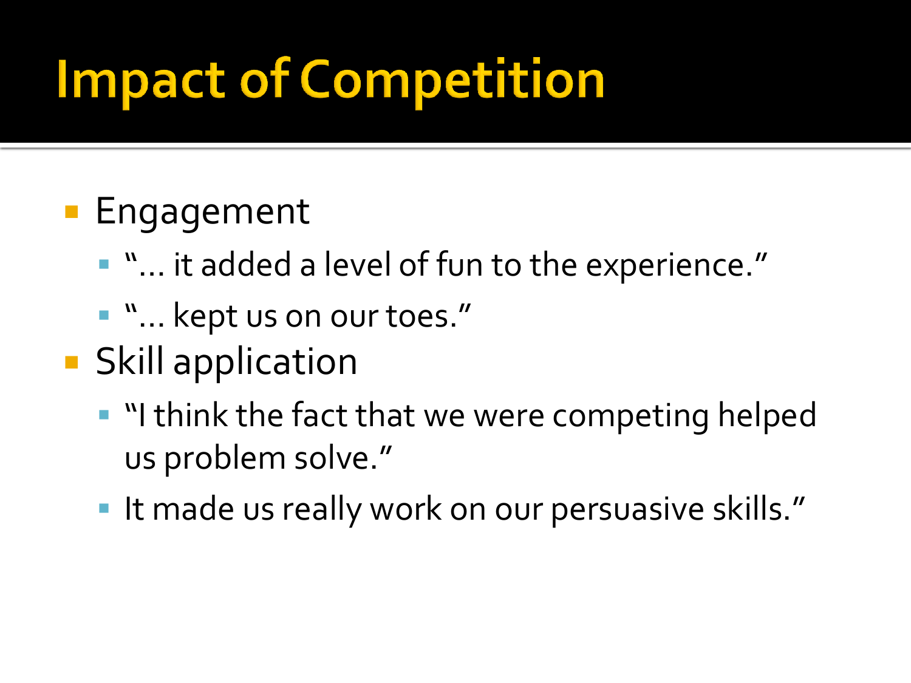# Impact of Competition

- Engagement
  - "… it added a level of fun to the experience."
  - "… kept us on our toes."
- Skill application
  - "I think the fact that we were competing helped us problem solve."
  - It made us really work on our persuasive skills."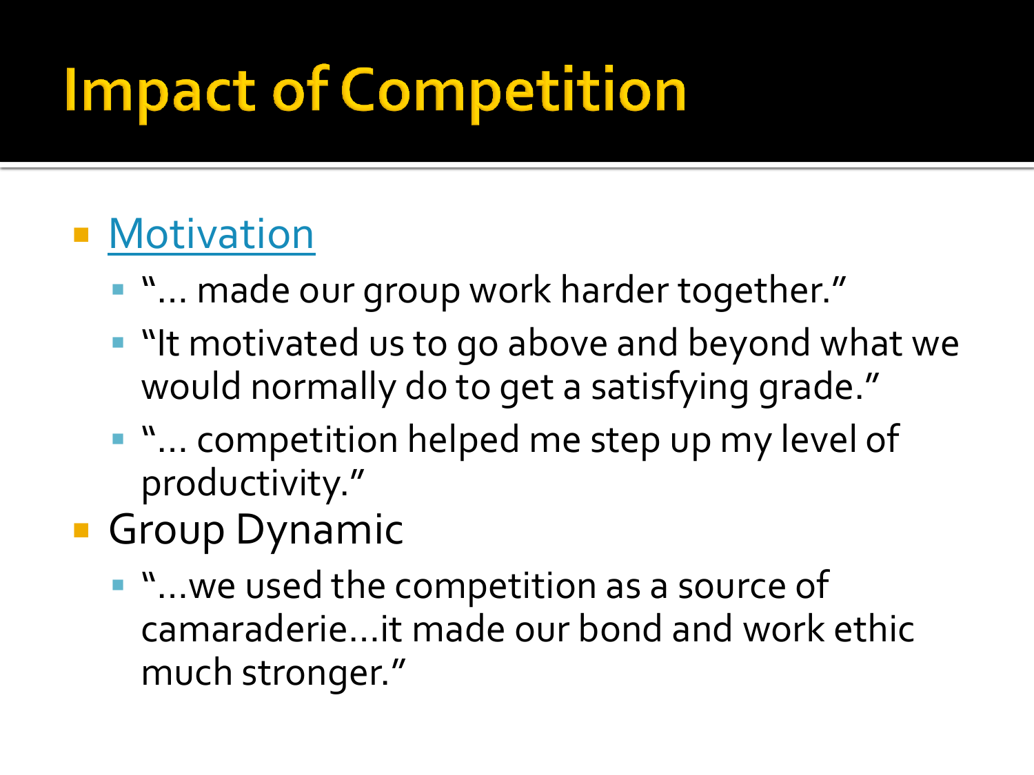# Impact of Competition

- Motivation
  - "… made our group work harder together."
  - "It motivated us to go above and beyond what we would normally do to get a satisfying grade."
  - "… competition helped me step up my level of productivity."
- Group Dynamic
  - "…we used the competition as a source of camaraderie…it made our bond and work ethic much stronger."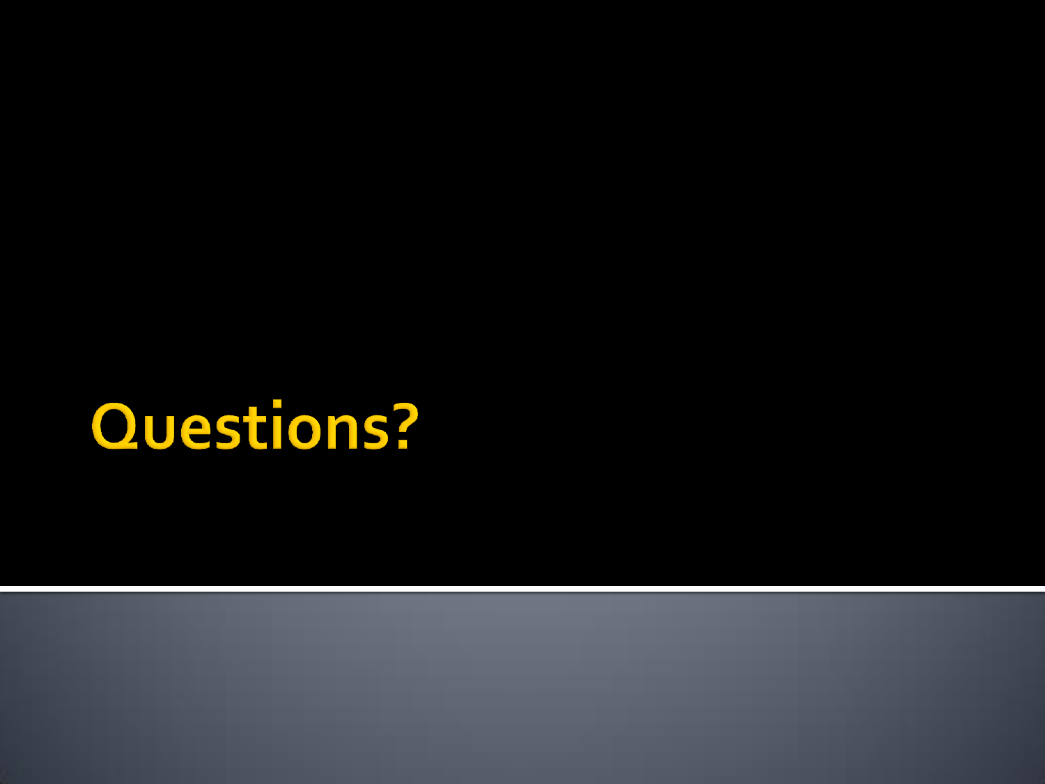# Questions?